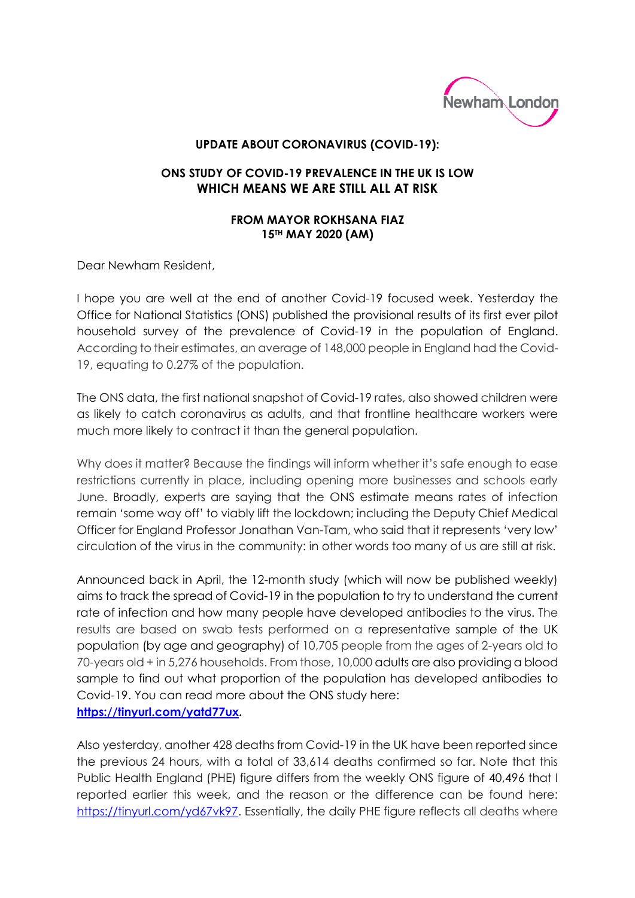**UPDATE ABOUT CORONAVIRUS (COVID-19):**

**ONS STUDY OF COVID-19 PREVALENCE IN THE UK IS LOW WHICH MEANS WE ARE STILL ALL AT RISK**

**FROM MAYOR ROKHSANA FIAZ**
**15TH MAY 2020 (AM)**

Dear Newham Resident,

I hope you are well at the end of another Covid-19 focused week. Yesterday the Office for National Statistics (ONS) published the provisional results of its first ever pilot household survey of the prevalence of Covid-19 in the population of England. According to their estimates, an average of 148,000 people in England had the Covid-19, equating to 0.27% of the population.

The ONS data, the first national snapshot of Covid-19 rates, also showed children were as likely to catch coronavirus as adults, and that frontline healthcare workers were much more likely to contract it than the general population.

Why does it matter? Because the findings will inform whether it's safe enough to ease restrictions currently in place, including opening more businesses and schools early June. Broadly, experts are saying that the ONS estimate means rates of infection remain 'some way off' to viably lift the lockdown; including the Deputy Chief Medical Officer for England Professor Jonathan Van-Tam, who said that it represents 'very low' circulation of the virus in the community: in other words too many of us are still at risk.

Announced back in April, the 12-month study (which will now be published weekly) aims to track the spread of Covid-19 in the population to try to understand the current rate of infection and how many people have developed antibodies to the virus. The results are based on swab tests performed on a representative sample of the UK population (by age and geography) of 10,705 people from the ages of 2-years old to 70-years old + in 5,276 households. From those, 10,000 adults are also providing a blood sample to find out what proportion of the population has developed antibodies to Covid-19. You can read more about the ONS study here: **https://tinyurl.com/yatd77ux.**

Also yesterday, another 428 deaths from Covid-19 in the UK have been reported since the previous 24 hours, with a total of 33,614 deaths confirmed so far. Note that this Public Health England (PHE) figure differs from the weekly ONS figure of 40,496 that I reported earlier this week, and the reason or the difference can be found here: https://tinyurl.com/yd67vk97. Essentially, the daily PHE figure reflects all deaths where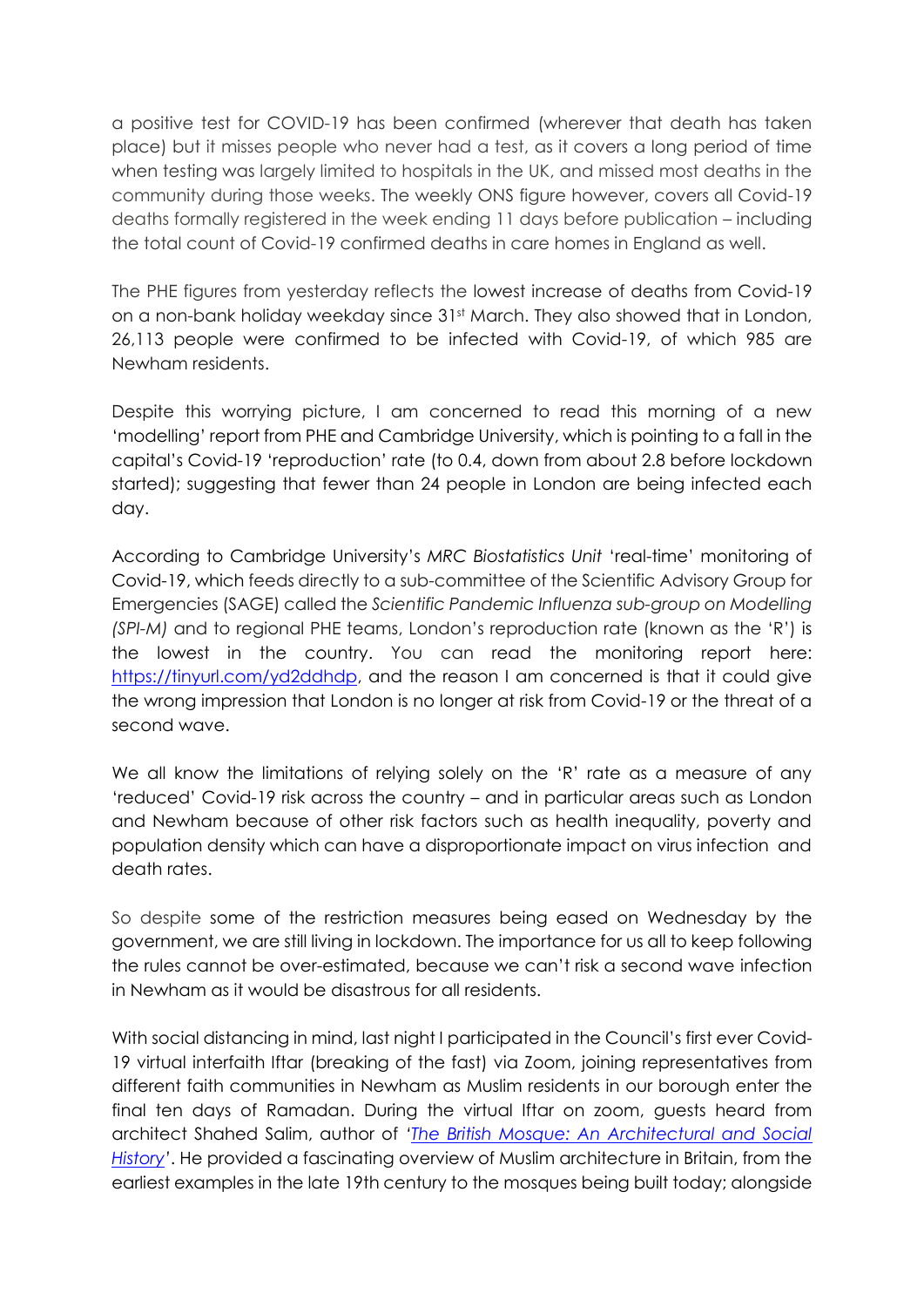a positive test for COVID-19 has been confirmed (wherever that death has taken place) but it misses people who never had a test, as it covers a long period of time when testing was largely limited to hospitals in the UK, and missed most deaths in the community during those weeks. The weekly ONS figure however, covers all Covid-19 deaths formally registered in the week ending 11 days before publication – including the total count of Covid-19 confirmed deaths in care homes in England as well.

The PHE figures from yesterday reflects the lowest increase of deaths from Covid-19 on a non-bank holiday weekday since 31st March. They also showed that in London, 26,113 people were confirmed to be infected with Covid-19, of which 985 are Newham residents.

Despite this worrying picture, I am concerned to read this morning of a new 'modelling' report from PHE and Cambridge University, which is pointing to a fall in the capital's Covid-19 'reproduction' rate (to 0.4, down from about 2.8 before lockdown started); suggesting that fewer than 24 people in London are being infected each day.

According to Cambridge University's *MRC Biostatistics Unit* 'real-time' monitoring of Covid-19, which feeds directly to a sub-committee of the Scientific Advisory Group for Emergencies (SAGE) called the *Scientific Pandemic Influenza sub-group on Modelling (SPI-M)* and to regional PHE teams, London's reproduction rate (known as the 'R') is the lowest in the country. You can read the monitoring report here: [https://tinyurl.com/yd2ddhdp](https://tinyurl.com/yd2ddhdp), and the reason I am concerned is that it could give the wrong impression that London is no longer at risk from Covid-19 or the threat of a second wave.

We all know the limitations of relying solely on the 'R' rate as a measure of any 'reduced' Covid-19 risk across the country – and in particular areas such as London and Newham because of other risk factors such as health inequality, poverty and population density which can have a disproportionate impact on virus infection and death rates.

So despite some of the restriction measures being eased on Wednesday by the government, we are still living in lockdown. The importance for us all to keep following the rules cannot be over-estimated, because we can't risk a second wave infection in Newham as it would be disastrous for all residents.

With social distancing in mind, last night I participated in the Council's first ever Covid-19 virtual interfaith Iftar (breaking of the fast) via Zoom, joining representatives from different faith communities in Newham as Muslim residents in our borough enter the final ten days of Ramadan. During the virtual Iftar on zoom, guests heard from architect Shahed Salim, author of '*The British Mosque: An Architectural and Social History*'. He provided a fascinating overview of Muslim architecture in Britain, from the earliest examples in the late 19th century to the mosques being built today; alongside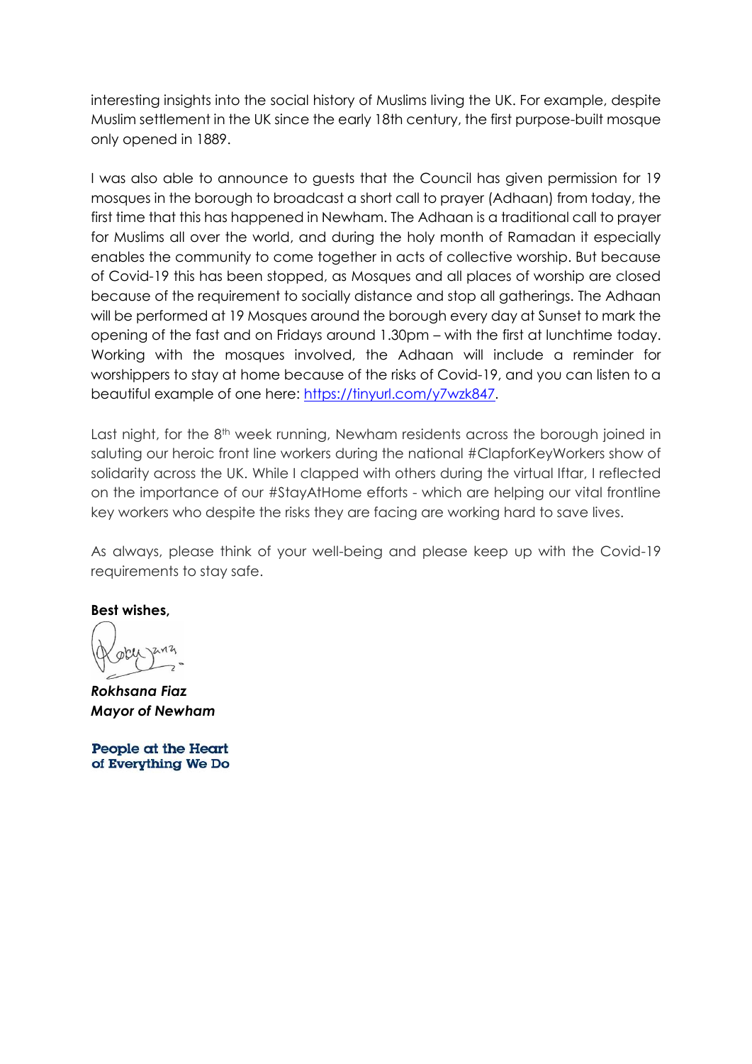interesting insights into the social history of Muslims living the UK. For example, despite Muslim settlement in the UK since the early 18th century, the first purpose-built mosque only opened in 1889.

I was also able to announce to guests that the Council has given permission for 19 mosques in the borough to broadcast a short call to prayer (Adhaan) from today, the first time that this has happened in Newham. The Adhaan is a traditional call to prayer for Muslims all over the world, and during the holy month of Ramadan it especially enables the community to come together in acts of collective worship. But because of Covid-19 this has been stopped, as Mosques and all places of worship are closed because of the requirement to socially distance and stop all gatherings. The Adhaan will be performed at 19 Mosques around the borough every day at Sunset to mark the opening of the fast and on Fridays around 1.30pm – with the first at lunchtime today. Working with the mosques involved, the Adhaan will include a reminder for worshippers to stay at home because of the risks of Covid-19, and you can listen to a beautiful example of one here: https://tinyurl.com/y7wzk847.

Last night, for the 8th week running, Newham residents across the borough joined in saluting our heroic front line workers during the national #ClapforKeyWorkers show of solidarity across the UK. While I clapped with others during the virtual Iftar, I reflected on the importance of our #StayAtHome efforts - which are helping our vital frontline key workers who despite the risks they are facing are working hard to save lives.

As always, please think of your well-being and please keep up with the Covid-19 requirements to stay safe.

**Best wishes,**

***Rokhsana Fiaz***
***Mayor of Newham***

**People at the Heart of Everything We Do**